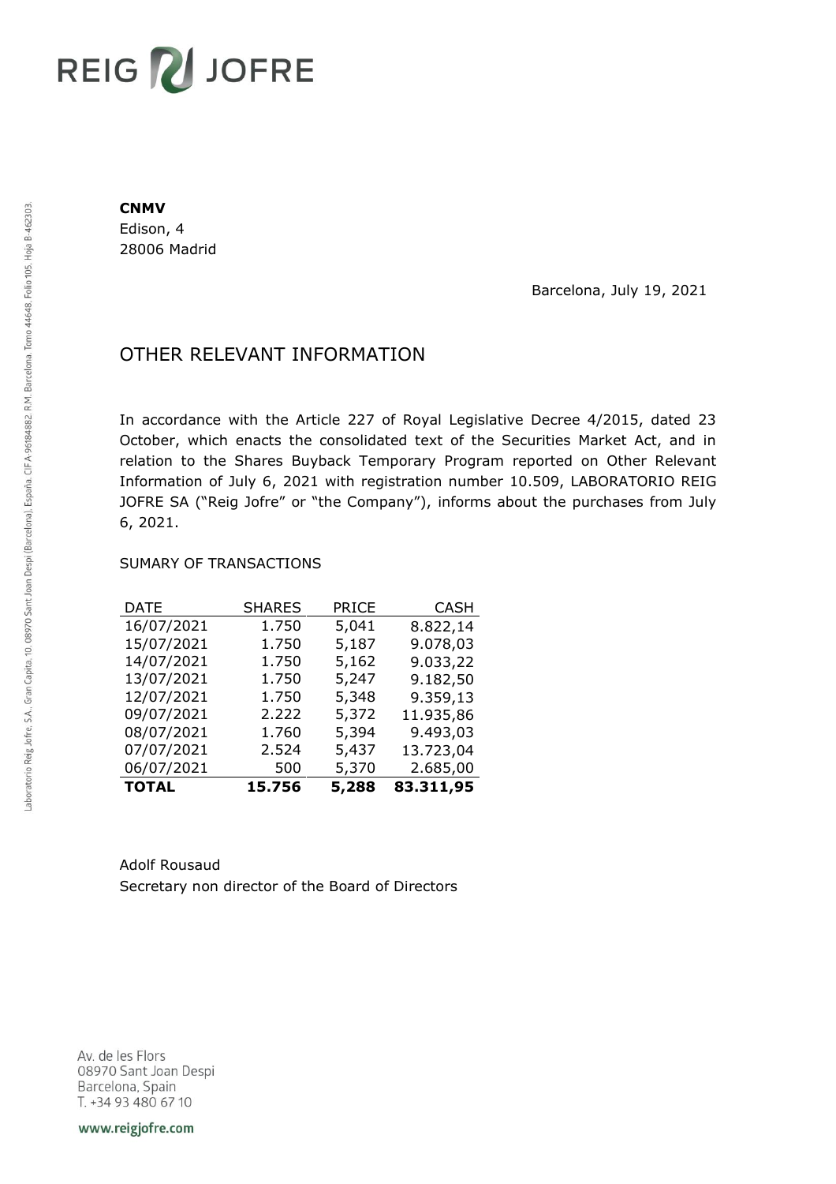REIG JOFRE

**CNMV**
Edison, 4
28006 Madrid

Barcelona, July 19, 2021

# OTHER RELEVANT INFORMATION

In accordance with the Article 227 of Royal Legislative Decree 4/2015, dated 23 October, which enacts the consolidated text of the Securities Market Act, and in relation to the Shares Buyback Temporary Program reported on Other Relevant Information of July 6, 2021 with registration number 10.509, LABORATORIO REIG JOFRE SA ("Reig Jofre" or "the Company"), informs about the purchases from July 6, 2021.

SUMARY OF TRANSACTIONS

| DATE | SHARES | PRICE | CASH |
|---|---:|---:|---:|
| 16/07/2021 | 1.750 | 5,041 | 8.822,14 |
| 15/07/2021 | 1.750 | 5,187 | 9.078,03 |
| 14/07/2021 | 1.750 | 5,162 | 9.033,22 |
| 13/07/2021 | 1.750 | 5,247 | 9.182,50 |
| 12/07/2021 | 1.750 | 5,348 | 9.359,13 |
| 09/07/2021 | 2.222 | 5,372 | 11.935,86 |
| 08/07/2021 | 1.760 | 5,394 | 9.493,03 |
| 07/07/2021 | 2.524 | 5,437 | 13.723,04 |
| 06/07/2021 | 500 | 5,370 | 2.685,00 |
| **TOTAL** | **15.756** | **5,288** | **83.311,95** |

Adolf Rousaud
Secretary non director of the Board of Directors

Laboratorio Reig Jofre, S.A., Gran Capità, 10, 08970 Sant Joan Despí (Barcelona), España. CIF A-96184882. R.M. Barcelona, Tomo 44648, Folio 105, Hoja B-462303.

Av. de les Flors
08970 Sant Joan Despi
Barcelona, Spain
T. +34 93 480 67 10

www.reigjofre.com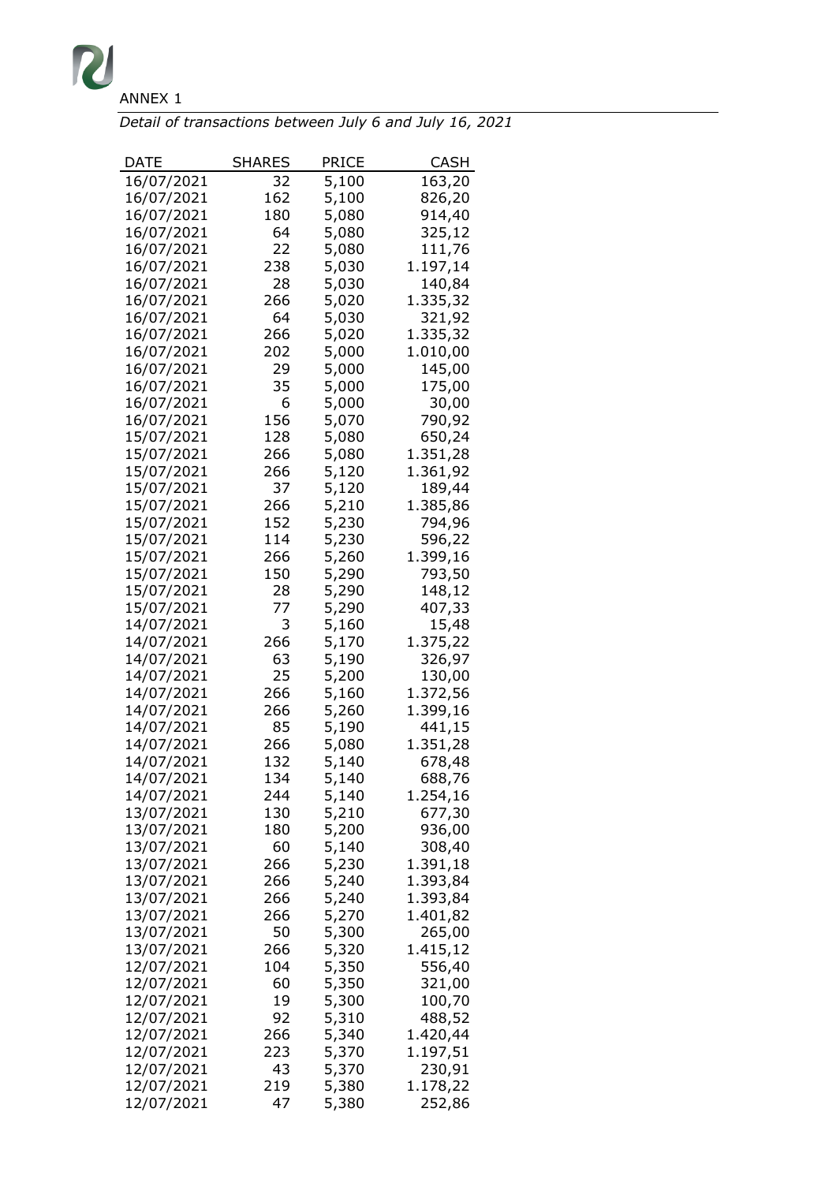ANNEX 1

*Detail of transactions between July 6 and July 16, 2021*

| DATE | SHARES | PRICE | CASH |
|---|---|---|---|
| 16/07/2021 | 32 | 5,100 | 163,20 |
| 16/07/2021 | 162 | 5,100 | 826,20 |
| 16/07/2021 | 180 | 5,080 | 914,40 |
| 16/07/2021 | 64 | 5,080 | 325,12 |
| 16/07/2021 | 22 | 5,080 | 111,76 |
| 16/07/2021 | 238 | 5,030 | 1.197,14 |
| 16/07/2021 | 28 | 5,030 | 140,84 |
| 16/07/2021 | 266 | 5,020 | 1.335,32 |
| 16/07/2021 | 64 | 5,030 | 321,92 |
| 16/07/2021 | 266 | 5,020 | 1.335,32 |
| 16/07/2021 | 202 | 5,000 | 1.010,00 |
| 16/07/2021 | 29 | 5,000 | 145,00 |
| 16/07/2021 | 35 | 5,000 | 175,00 |
| 16/07/2021 | 6 | 5,000 | 30,00 |
| 16/07/2021 | 156 | 5,070 | 790,92 |
| 15/07/2021 | 128 | 5,080 | 650,24 |
| 15/07/2021 | 266 | 5,080 | 1.351,28 |
| 15/07/2021 | 266 | 5,120 | 1.361,92 |
| 15/07/2021 | 37 | 5,120 | 189,44 |
| 15/07/2021 | 266 | 5,210 | 1.385,86 |
| 15/07/2021 | 152 | 5,230 | 794,96 |
| 15/07/2021 | 114 | 5,230 | 596,22 |
| 15/07/2021 | 266 | 5,260 | 1.399,16 |
| 15/07/2021 | 150 | 5,290 | 793,50 |
| 15/07/2021 | 28 | 5,290 | 148,12 |
| 15/07/2021 | 77 | 5,290 | 407,33 |
| 14/07/2021 | 3 | 5,160 | 15,48 |
| 14/07/2021 | 266 | 5,170 | 1.375,22 |
| 14/07/2021 | 63 | 5,190 | 326,97 |
| 14/07/2021 | 25 | 5,200 | 130,00 |
| 14/07/2021 | 266 | 5,160 | 1.372,56 |
| 14/07/2021 | 266 | 5,260 | 1.399,16 |
| 14/07/2021 | 85 | 5,190 | 441,15 |
| 14/07/2021 | 266 | 5,080 | 1.351,28 |
| 14/07/2021 | 132 | 5,140 | 678,48 |
| 14/07/2021 | 134 | 5,140 | 688,76 |
| 14/07/2021 | 244 | 5,140 | 1.254,16 |
| 13/07/2021 | 130 | 5,210 | 677,30 |
| 13/07/2021 | 180 | 5,200 | 936,00 |
| 13/07/2021 | 60 | 5,140 | 308,40 |
| 13/07/2021 | 266 | 5,230 | 1.391,18 |
| 13/07/2021 | 266 | 5,240 | 1.393,84 |
| 13/07/2021 | 266 | 5,240 | 1.393,84 |
| 13/07/2021 | 266 | 5,270 | 1.401,82 |
| 13/07/2021 | 50 | 5,300 | 265,00 |
| 13/07/2021 | 266 | 5,320 | 1.415,12 |
| 12/07/2021 | 104 | 5,350 | 556,40 |
| 12/07/2021 | 60 | 5,350 | 321,00 |
| 12/07/2021 | 19 | 5,300 | 100,70 |
| 12/07/2021 | 92 | 5,310 | 488,52 |
| 12/07/2021 | 266 | 5,340 | 1.420,44 |
| 12/07/2021 | 223 | 5,370 | 1.197,51 |
| 12/07/2021 | 43 | 5,370 | 230,91 |
| 12/07/2021 | 219 | 5,380 | 1.178,22 |
| 12/07/2021 | 47 | 5,380 | 252,86 |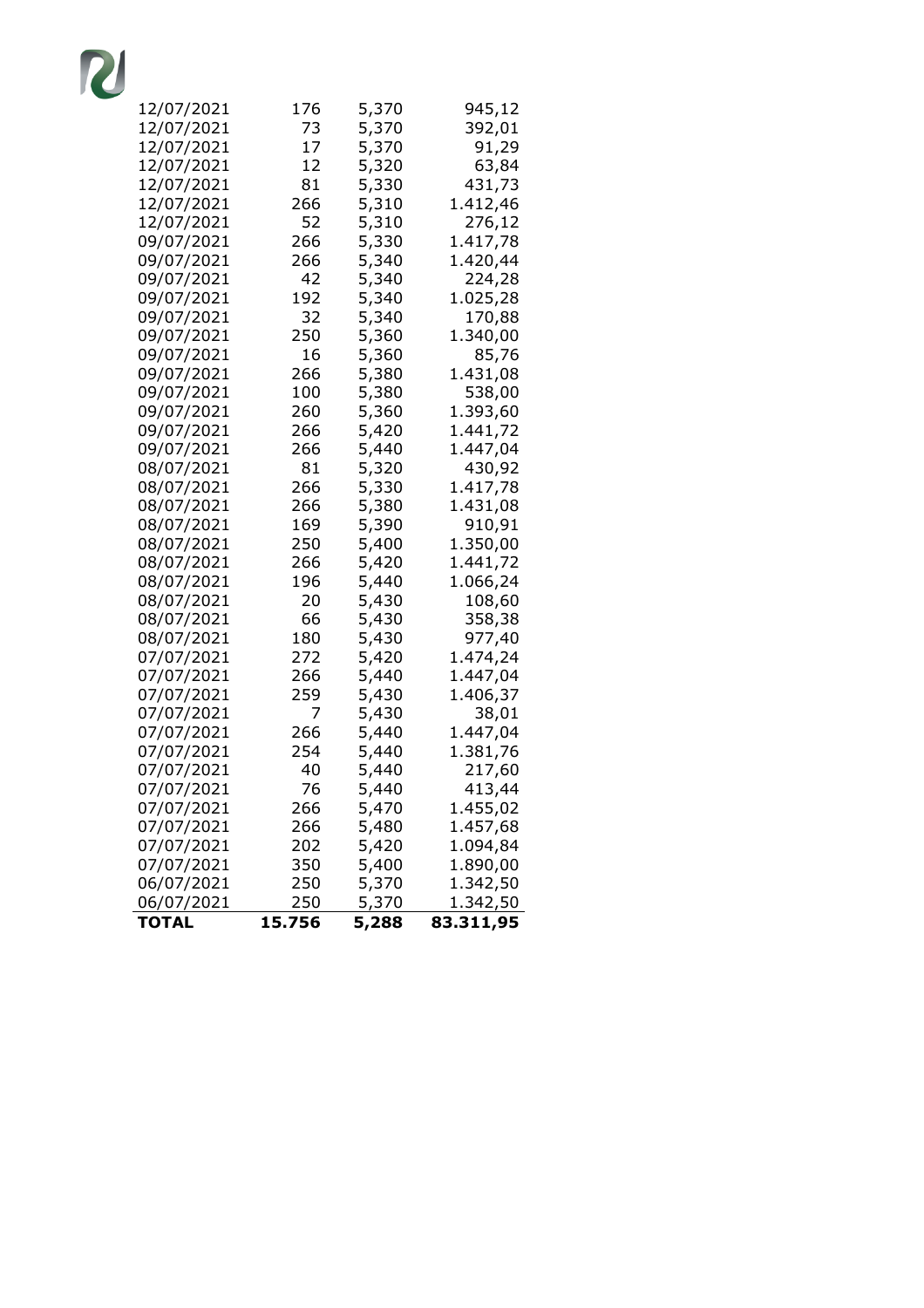| | | | |
|---|---|---|---|
| 12/07/2021 | 176 | 5,370 | 945,12 |
| 12/07/2021 | 73 | 5,370 | 392,01 |
| 12/07/2021 | 17 | 5,370 | 91,29 |
| 12/07/2021 | 12 | 5,320 | 63,84 |
| 12/07/2021 | 81 | 5,330 | 431,73 |
| 12/07/2021 | 266 | 5,310 | 1.412,46 |
| 12/07/2021 | 52 | 5,310 | 276,12 |
| 09/07/2021 | 266 | 5,330 | 1.417,78 |
| 09/07/2021 | 266 | 5,340 | 1.420,44 |
| 09/07/2021 | 42 | 5,340 | 224,28 |
| 09/07/2021 | 192 | 5,340 | 1.025,28 |
| 09/07/2021 | 32 | 5,340 | 170,88 |
| 09/07/2021 | 250 | 5,360 | 1.340,00 |
| 09/07/2021 | 16 | 5,360 | 85,76 |
| 09/07/2021 | 266 | 5,380 | 1.431,08 |
| 09/07/2021 | 100 | 5,380 | 538,00 |
| 09/07/2021 | 260 | 5,360 | 1.393,60 |
| 09/07/2021 | 266 | 5,420 | 1.441,72 |
| 09/07/2021 | 266 | 5,440 | 1.447,04 |
| 08/07/2021 | 81 | 5,320 | 430,92 |
| 08/07/2021 | 266 | 5,330 | 1.417,78 |
| 08/07/2021 | 266 | 5,380 | 1.431,08 |
| 08/07/2021 | 169 | 5,390 | 910,91 |
| 08/07/2021 | 250 | 5,400 | 1.350,00 |
| 08/07/2021 | 266 | 5,420 | 1.441,72 |
| 08/07/2021 | 196 | 5,440 | 1.066,24 |
| 08/07/2021 | 20 | 5,430 | 108,60 |
| 08/07/2021 | 66 | 5,430 | 358,38 |
| 08/07/2021 | 180 | 5,430 | 977,40 |
| 07/07/2021 | 272 | 5,420 | 1.474,24 |
| 07/07/2021 | 266 | 5,440 | 1.447,04 |
| 07/07/2021 | 259 | 5,430 | 1.406,37 |
| 07/07/2021 | 7 | 5,430 | 38,01 |
| 07/07/2021 | 266 | 5,440 | 1.447,04 |
| 07/07/2021 | 254 | 5,440 | 1.381,76 |
| 07/07/2021 | 40 | 5,440 | 217,60 |
| 07/07/2021 | 76 | 5,440 | 413,44 |
| 07/07/2021 | 266 | 5,470 | 1.455,02 |
| 07/07/2021 | 266 | 5,480 | 1.457,68 |
| 07/07/2021 | 202 | 5,420 | 1.094,84 |
| 07/07/2021 | 350 | 5,400 | 1.890,00 |
| 06/07/2021 | 250 | 5,370 | 1.342,50 |
| 06/07/2021 | 250 | 5,370 | 1.342,50 |
| **TOTAL** | **15.756** | **5,288** | **83.311,95** |